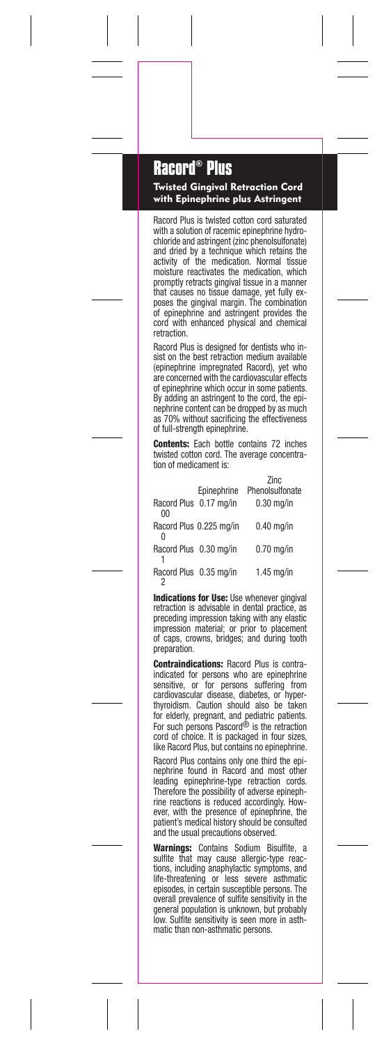# Racord® Plus

**Twisted Gingival Retraction Cord with Epinephrine plus Astringent**

Racord Plus is twisted cotton cord saturated with a solution of racemic epinephrine hydrochloride and astringent (zinc phenolsulfonate) and dried by a technique which retains the activity of the medication. Normal tissue moisture reactivates the medication, which promptly retracts gingival tissue in a manner that causes no tissue damage, yet fully exposes the gingival margin. The combination of epinephrine and astringent provides the cord with enhanced physical and chemical retraction.

Racord Plus is designed for dentists who insist on the best retraction medium available (epinephrine impregnated Racord), yet who are concerned with the cardiovascular effects of epinephrine which occur in some patients. By adding an astringent to the cord, the epinephrine content can be dropped by as much as 70% without sacrificing the effectiveness of full-strength epinephrine.

**Contents:** Each bottle contains 72 inches twisted cotton cord. The average concentration of medicament is:

| | Epinephrine | Zinc Phenolsulfonate |
|---|---|---|
| Racord Plus 00 | 0.17 mg/in | 0.30 mg/in |
| Racord Plus 0 | 0.225 mg/in | 0.40 mg/in |
| Racord Plus 1 | 0.30 mg/in | 0.70 mg/in |
| Racord Plus 2 | 0.35 mg/in | 1.45 mg/in |

**Indications for Use:** Use whenever gingival retraction is advisable in dental practice, as preceding impression taking with any elastic impression material; or prior to placement of caps, crowns, bridges; and during tooth preparation.

**Contraindications:** Racord Plus is contraindicated for persons who are epinephrine sensitive, or for persons suffering from cardiovascular disease, diabetes, or hyperthyroidism. Caution should also be taken for elderly, pregnant, and pediatric patients. For such persons Pascord® is the retraction cord of choice. It is packaged in four sizes, like Racord Plus, but contains no epinephrine.

Racord Plus contains only one third the epinephrine found in Racord and most other leading epinephrine-type retraction cords. Therefore the possibility of adverse epinephrine reactions is reduced accordingly. However, with the presence of epinephrine, the patient's medical history should be consulted and the usual precautions observed.

**Warnings:** Contains Sodium Bisulfite, a sulfite that may cause allergic-type reactions, including anaphylactic symptoms, and life-threatening or less severe asthmatic episodes, in certain susceptible persons. The overall prevalence of sulfite sensitivity in the general population is unknown, but probably low. Sulfite sensitivity is seen more in asthmatic than non-asthmatic persons.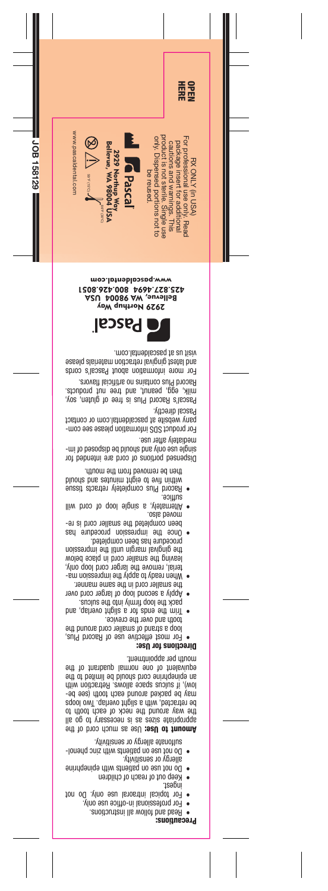OPEN HERE

RX ONLY (in USA)
For professional use only. Read package insert for additional cautions and warnings. This product is not sterile. Single use only. Dispensed portions not to be reused.

Pascal
2929 Northup Way
Bellevue, WA 98004 USA
www.pascaldental.com

JOB 158129

**Precautions:**

- Read and follow all instructions.
- For professional in-office use only.
- For topical intraoral use only. Do not ingest.
- Keep out of reach of children
- Do not use on patients with epinephrine allergy or sensitivity.
- Do not use on patients with zinc phenolsulfonate allergy or sensitivity.

**Amount to Use:** Use as much cord of the appropriate sizes as is necessary to go all the way around the neck of each tooth to be retracted, with a slight overlap. Two loops may be packed around each tooth (see below), if sulcus space allows. Retraction with an epinephrine cord should be limited to the equivalent of one normal quadrant of the mouth per appointment.

**Directions for Use:**

- For most effective use of Racord Plus, loop a strand of smaller cord around the tooth and over the crevice.
- Trim the ends for a slight overlap, and pack the loop firmly into the sulcus.
- Apply a second loop of larger cord over the smaller cord in the same manner.
- When ready to apply the impression material, remove the larger cord loop only, leaving the smaller cord in place below the gingival margin until the impression procedure has been completed.
- Once the impression procedure has been completed the smaller cord is removed also.
- Alternately, a single loop of cord will suffice.
- Racord Plus completely retracts tissue within five to eight minutes and should then be removed from the mouth.

Dispensed portions of cord are intended for single use only and should be disposed of immediately after use.

For product SDS information please see company website at pascaldental.com or contact Pascal directly.

Pascal's Racord Plus is free of gluten, soy, milk, egg, peanut, and tree nut products. Racord Plus contains no artificial flavors.

For more information about Pascal's cords and latest gingival retraction materials please visit us at pascaldental.com.

Pascal
2929 Northup Way
Bellevue, WA 98004 USA
425.827.4694 800.426.8051
www.pascaldental.com